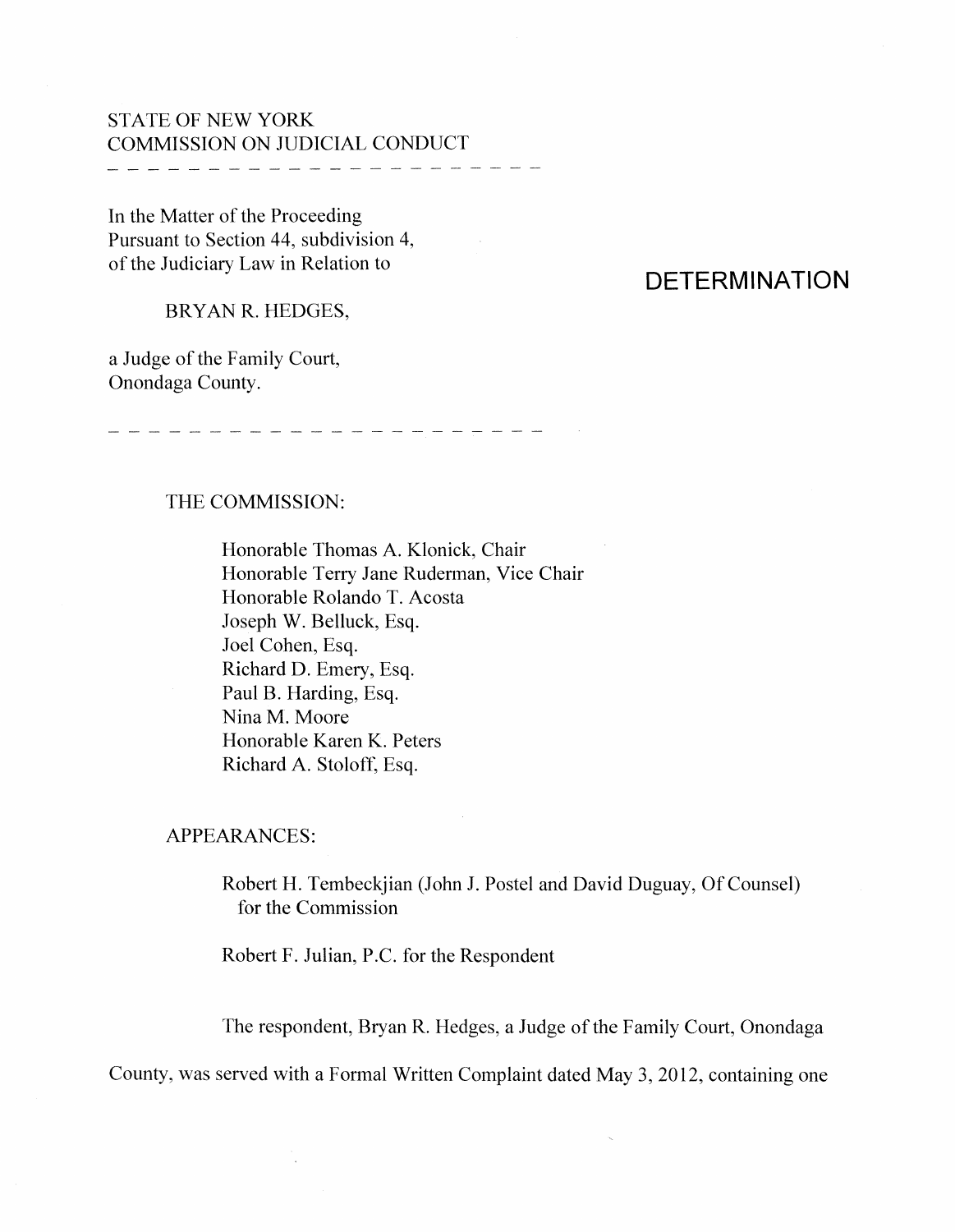STATE OF NEW YORK
COMMISSION ON JUDICIAL CONDUCT

---

In the Matter of the Proceeding
Pursuant to Section 44, subdivision 4,
of the Judiciary Law in Relation to

BRYAN R. HEDGES,

a Judge of the Family Court,
Onondaga County.

# DETERMINATION

---

THE COMMISSION:

Honorable Thomas A. Klonick, Chair
Honorable Terry Jane Ruderman, Vice Chair
Honorable Rolando T. Acosta
Joseph W. Belluck, Esq.
Joel Cohen, Esq.
Richard D. Emery, Esq.
Paul B. Harding, Esq.
Nina M. Moore
Honorable Karen K. Peters
Richard A. Stoloff, Esq.

APPEARANCES:

Robert H. Tembeckjian (John J. Postel and David Duguay, Of Counsel)
for the Commission

Robert F. Julian, P.C. for the Respondent

The respondent, Bryan R. Hedges, a Judge of the Family Court, Onondaga County, was served with a Formal Written Complaint dated May 3, 2012, containing one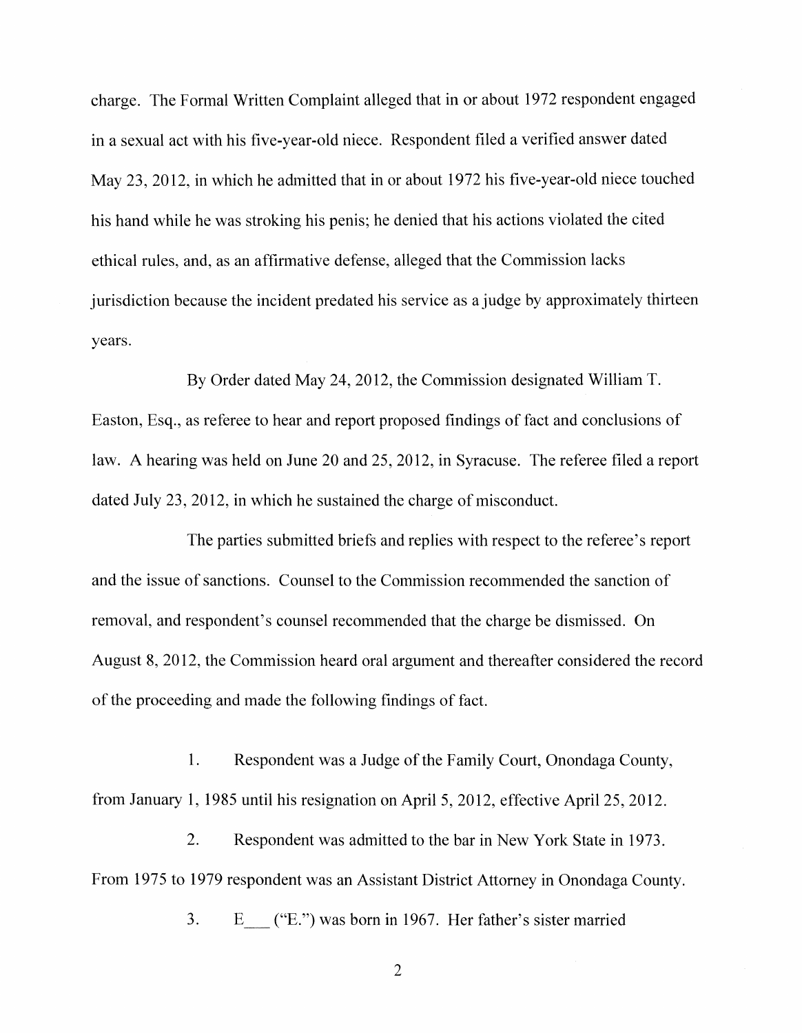charge. The Formal Written Complaint alleged that in or about 1972 respondent engaged in a sexual act with his five-year-old niece. Respondent filed a verified answer dated May 23, 2012, in which he admitted that in or about 1972 his five-year-old niece touched his hand while he was stroking his penis; he denied that his actions violated the cited ethical rules, and, as an affirmative defense, alleged that the Commission lacks jurisdiction because the incident predated his service as a judge by approximately thirteen years.

By Order dated May 24, 2012, the Commission designated William T. Easton, Esq., as referee to hear and report proposed findings of fact and conclusions of law. A hearing was held on June 20 and 25, 2012, in Syracuse. The referee filed a report dated July 23, 2012, in which he sustained the charge of misconduct.

The parties submitted briefs and replies with respect to the referee's report and the issue of sanctions. Counsel to the Commission recommended the sanction of removal, and respondent's counsel recommended that the charge be dismissed. On August 8, 2012, the Commission heard oral argument and thereafter considered the record of the proceeding and made the following findings of fact.

1. Respondent was a Judge of the Family Court, Onondaga County, from January 1, 1985 until his resignation on April 5, 2012, effective April 25, 2012.

2. Respondent was admitted to the bar in New York State in 1973. From 1975 to 1979 respondent was an Assistant District Attorney in Onondaga County.

3. E___ ("E.") was born in 1967. Her father's sister married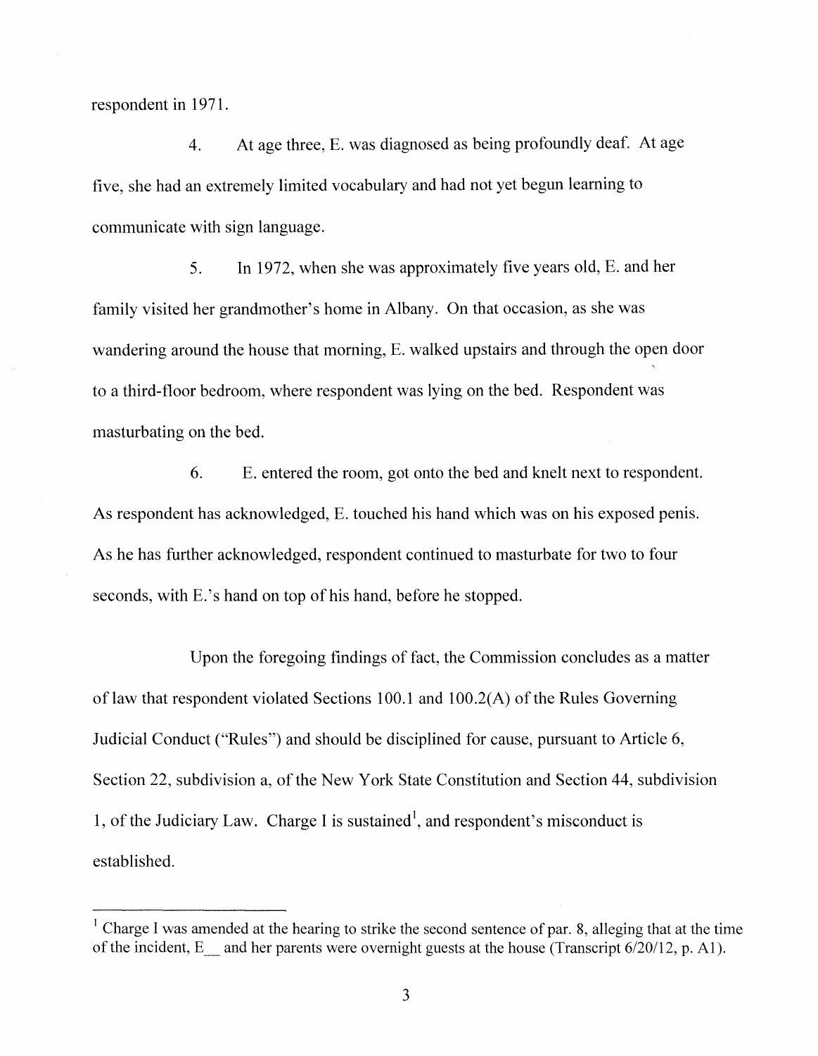respondent in 1971.

4. At age three, E. was diagnosed as being profoundly deaf. At age five, she had an extremely limited vocabulary and had not yet begun learning to communicate with sign language.

5. In 1972, when she was approximately five years old, E. and her family visited her grandmother's home in Albany. On that occasion, as she was wandering around the house that morning, E. walked upstairs and through the open door to a third-floor bedroom, where respondent was lying on the bed. Respondent was masturbating on the bed.

6. E. entered the room, got onto the bed and knelt next to respondent. As respondent has acknowledged, E. touched his hand which was on his exposed penis. As he has further acknowledged, respondent continued to masturbate for two to four seconds, with E.'s hand on top of his hand, before he stopped.

Upon the foregoing findings of fact, the Commission concludes as a matter of law that respondent violated Sections 100.1 and 100.2(A) of the Rules Governing Judicial Conduct ("Rules") and should be disciplined for cause, pursuant to Article 6, Section 22, subdivision a, of the New York State Constitution and Section 44, subdivision 1, of the Judiciary Law. Charge I is sustained[1], and respondent's misconduct is established.

---

[1] Charge I was amended at the hearing to strike the second sentence of par. 8, alleging that at the time of the incident, E__ and her parents were overnight guests at the house (Transcript 6/20/12, p. A1).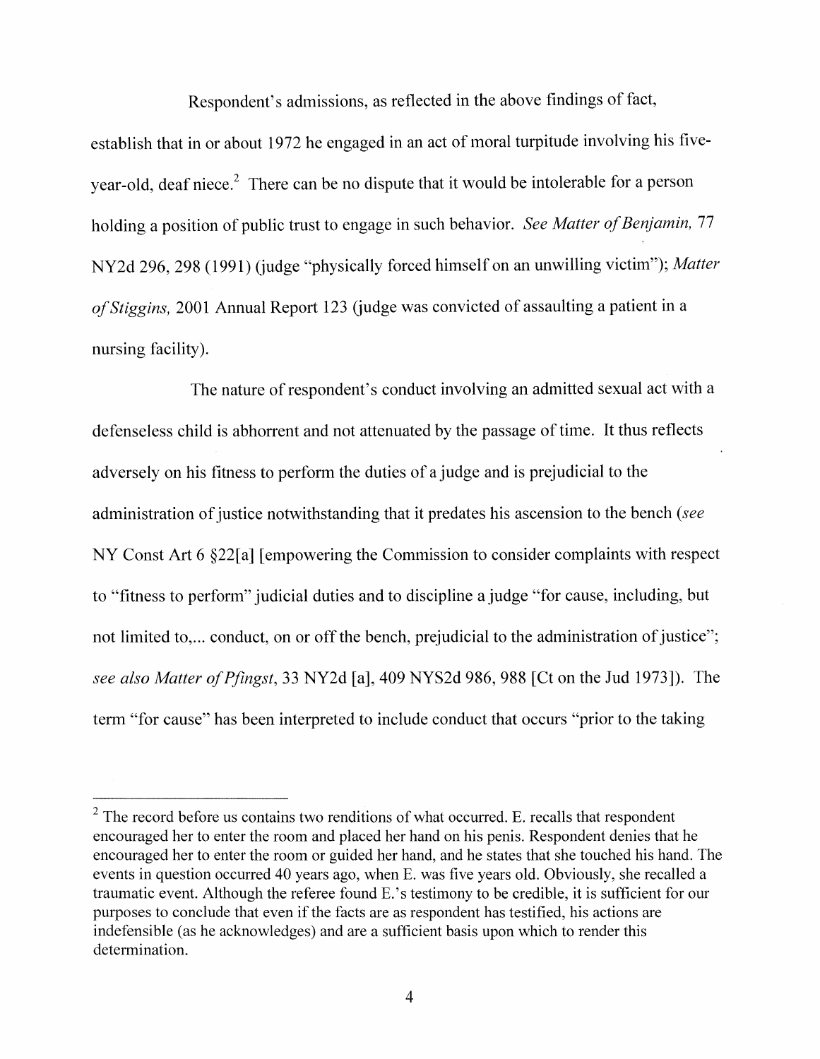Respondent's admissions, as reflected in the above findings of fact, establish that in or about 1972 he engaged in an act of moral turpitude involving his five-year-old, deaf niece.[2] There can be no dispute that it would be intolerable for a person holding a position of public trust to engage in such behavior. *See Matter of Benjamin,* 77 NY2d 296, 298 (1991) (judge "physically forced himself on an unwilling victim"); *Matter of Stiggins,* 2001 Annual Report 123 (judge was convicted of assaulting a patient in a nursing facility).

The nature of respondent's conduct involving an admitted sexual act with a defenseless child is abhorrent and not attenuated by the passage of time. It thus reflects adversely on his fitness to perform the duties of a judge and is prejudicial to the administration of justice notwithstanding that it predates his ascension to the bench (*see* NY Const Art 6 §22[a] [empowering the Commission to consider complaints with respect to "fitness to perform" judicial duties and to discipline a judge "for cause, including, but not limited to,... conduct, on or off the bench, prejudicial to the administration of justice"; *see also Matter of Pfingst*, 33 NY2d [a], 409 NYS2d 986, 988 [Ct on the Jud 1973]). The term "for cause" has been interpreted to include conduct that occurs "prior to the taking

---

[2] The record before us contains two renditions of what occurred. E. recalls that respondent encouraged her to enter the room and placed her hand on his penis. Respondent denies that he encouraged her to enter the room or guided her hand, and he states that she touched his hand. The events in question occurred 40 years ago, when E. was five years old. Obviously, she recalled a traumatic event. Although the referee found E.'s testimony to be credible, it is sufficient for our purposes to conclude that even if the facts are as respondent has testified, his actions are indefensible (as he acknowledges) and are a sufficient basis upon which to render this determination.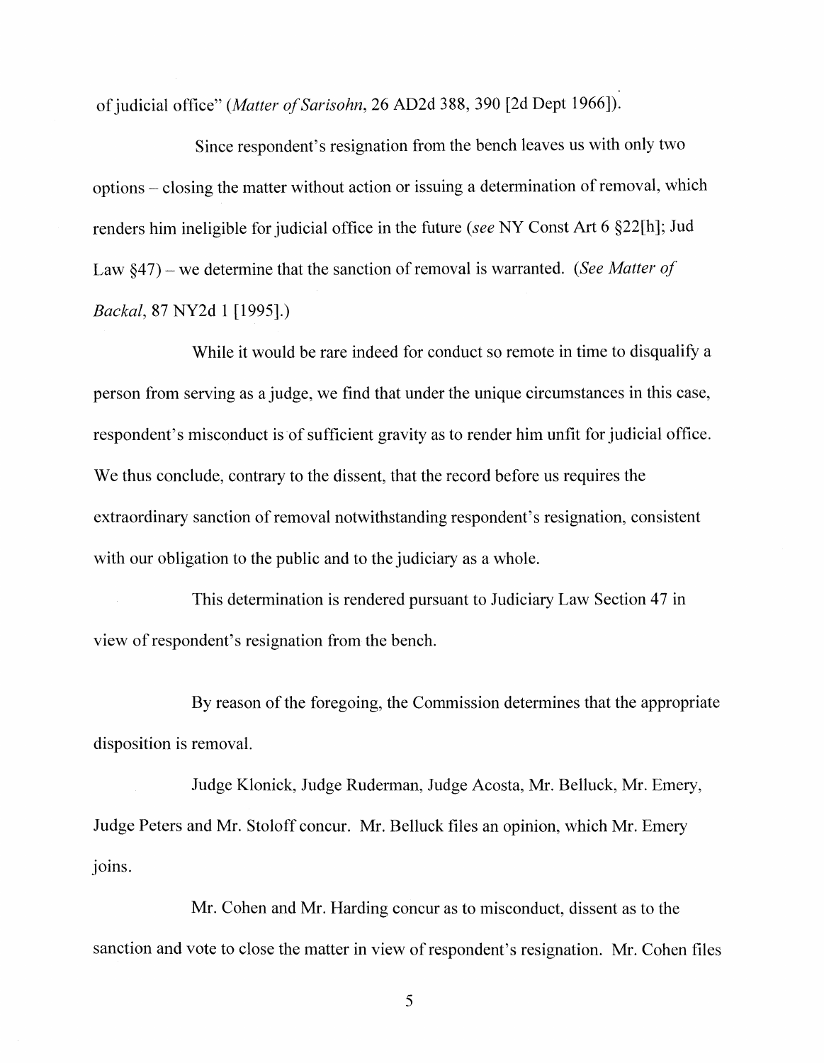of judicial office" (*Matter of Sarisohn*, 26 AD2d 388, 390 [2d Dept 1966]).

Since respondent's resignation from the bench leaves us with only two options – closing the matter without action or issuing a determination of removal, which renders him ineligible for judicial office in the future (*see* NY Const Art 6 §22[h]; Jud Law §47) – we determine that the sanction of removal is warranted. (*See Matter of Backal*, 87 NY2d 1 [1995].)

While it would be rare indeed for conduct so remote in time to disqualify a person from serving as a judge, we find that under the unique circumstances in this case, respondent's misconduct is of sufficient gravity as to render him unfit for judicial office. We thus conclude, contrary to the dissent, that the record before us requires the extraordinary sanction of removal notwithstanding respondent's resignation, consistent with our obligation to the public and to the judiciary as a whole.

This determination is rendered pursuant to Judiciary Law Section 47 in view of respondent's resignation from the bench.

By reason of the foregoing, the Commission determines that the appropriate disposition is removal.

Judge Klonick, Judge Ruderman, Judge Acosta, Mr. Belluck, Mr. Emery, Judge Peters and Mr. Stoloff concur. Mr. Belluck files an opinion, which Mr. Emery joins.

Mr. Cohen and Mr. Harding concur as to misconduct, dissent as to the sanction and vote to close the matter in view of respondent's resignation. Mr. Cohen files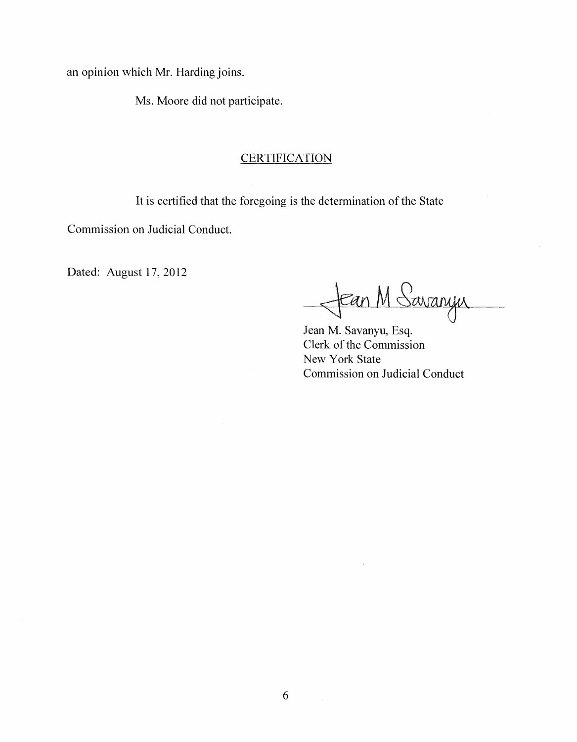an opinion which Mr. Harding joins.

Ms. Moore did not participate.

## CERTIFICATION

It is certified that the foregoing is the determination of the State Commission on Judicial Conduct.

Dated: August 17, 2012

Jean M. Savanyu, Esq.
Clerk of the Commission
New York State
Commission on Judicial Conduct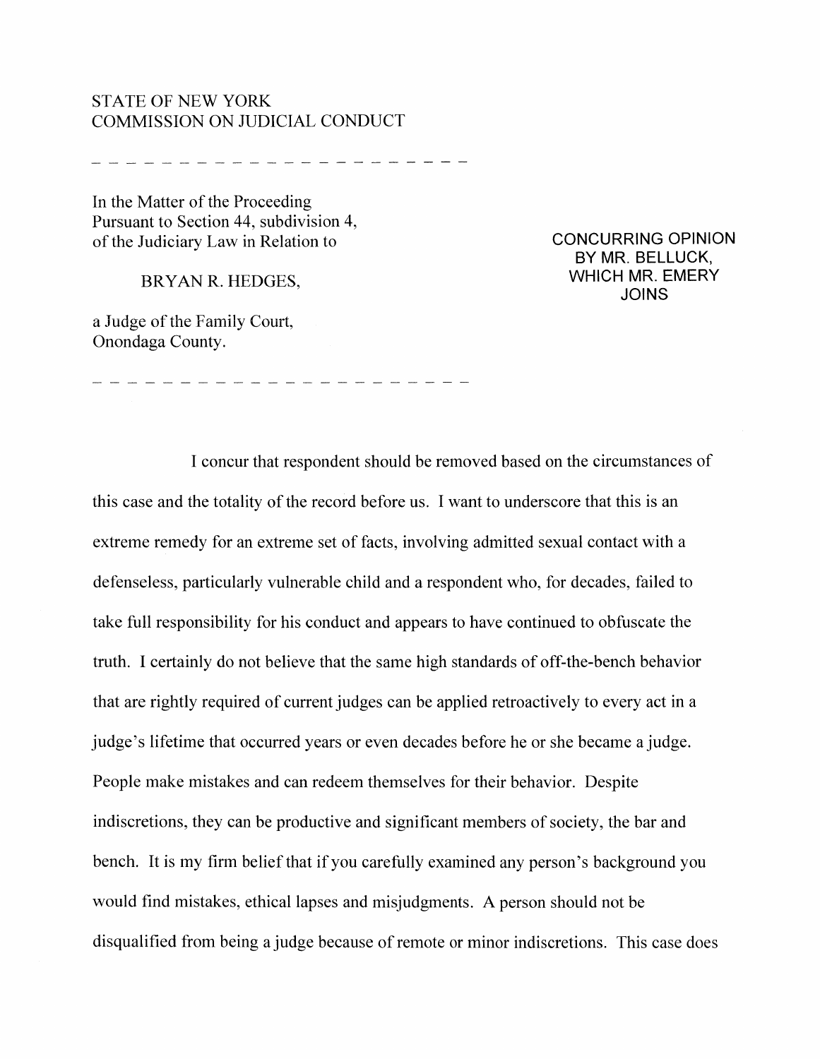STATE OF NEW YORK
COMMISSION ON JUDICIAL CONDUCT

---

In the Matter of the Proceeding
Pursuant to Section 44, subdivision 4,
of the Judiciary Law in Relation to

BRYAN R. HEDGES,

a Judge of the Family Court,
Onondaga County.

**CONCURRING OPINION BY MR. BELLUCK, WHICH MR. EMERY JOINS**

---

I concur that respondent should be removed based on the circumstances of this case and the totality of the record before us. I want to underscore that this is an extreme remedy for an extreme set of facts, involving admitted sexual contact with a defenseless, particularly vulnerable child and a respondent who, for decades, failed to take full responsibility for his conduct and appears to have continued to obfuscate the truth. I certainly do not believe that the same high standards of off-the-bench behavior that are rightly required of current judges can be applied retroactively to every act in a judge's lifetime that occurred years or even decades before he or she became a judge. People make mistakes and can redeem themselves for their behavior. Despite indiscretions, they can be productive and significant members of society, the bar and bench. It is my firm belief that if you carefully examined any person's background you would find mistakes, ethical lapses and misjudgments. A person should not be disqualified from being a judge because of remote or minor indiscretions. This case does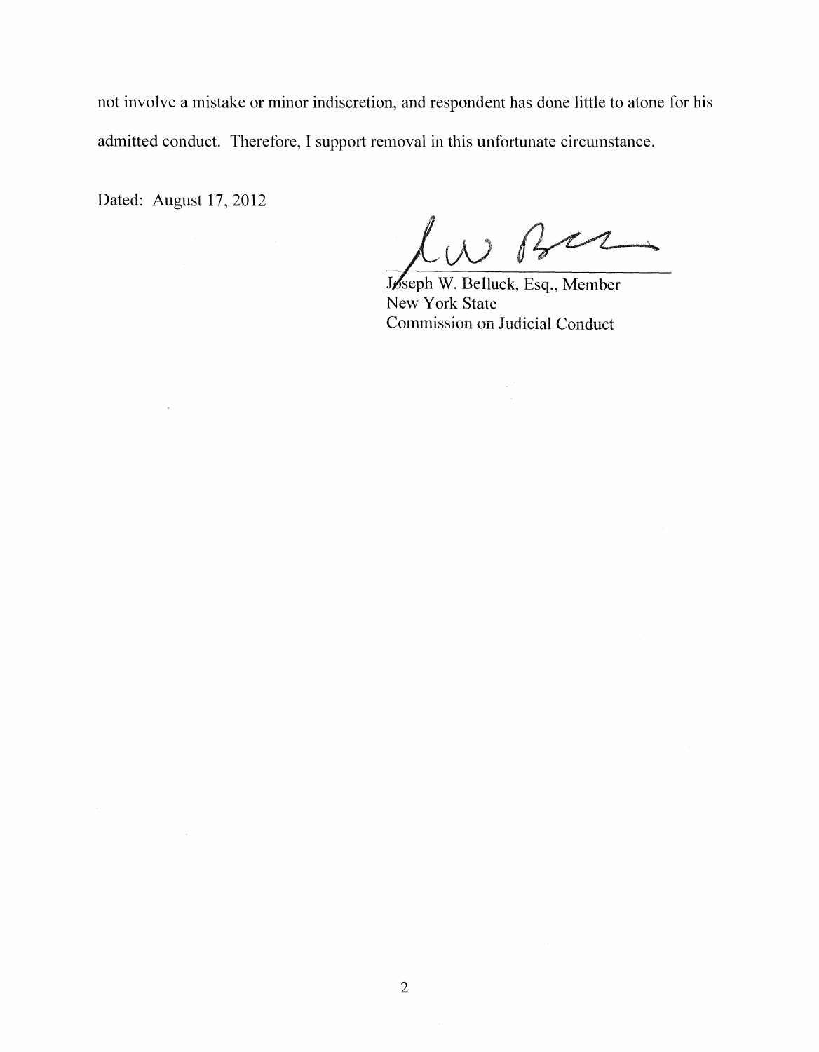not involve a mistake or minor indiscretion, and respondent has done little to atone for his admitted conduct. Therefore, I support removal in this unfortunate circumstance.

Dated: August 17, 2012

Joseph W. Belluck, Esq., Member
New York State
Commission on Judicial Conduct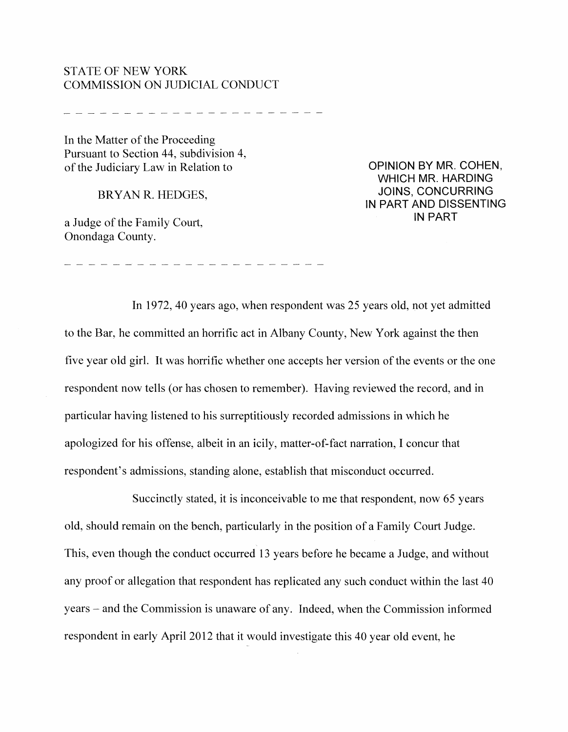STATE OF NEW YORK
COMMISSION ON JUDICIAL CONDUCT

\- - - - - - - - - - - - - - - - - - - - - - - -

In the Matter of the Proceeding
Pursuant to Section 44, subdivision 4,
of the Judiciary Law in Relation to

BRYAN R. HEDGES,

a Judge of the Family Court,
Onondaga County.

\- - - - - - - - - - - - - - - - - - - - - - - -

OPINION BY MR. COHEN, WHICH MR. HARDING JOINS, CONCURRING IN PART AND DISSENTING IN PART

In 1972, 40 years ago, when respondent was 25 years old, not yet admitted to the Bar, he committed an horrific act in Albany County, New York against the then five year old girl. It was horrific whether one accepts her version of the events or the one respondent now tells (or has chosen to remember). Having reviewed the record, and in particular having listened to his surreptitiously recorded admissions in which he apologized for his offense, albeit in an icily, matter-of-fact narration, I concur that respondent's admissions, standing alone, establish that misconduct occurred.

Succinctly stated, it is inconceivable to me that respondent, now 65 years old, should remain on the bench, particularly in the position of a Family Court Judge. This, even though the conduct occurred 13 years before he became a Judge, and without any proof or allegation that respondent has replicated any such conduct within the last 40 years – and the Commission is unaware of any. Indeed, when the Commission informed respondent in early April 2012 that it would investigate this 40 year old event, he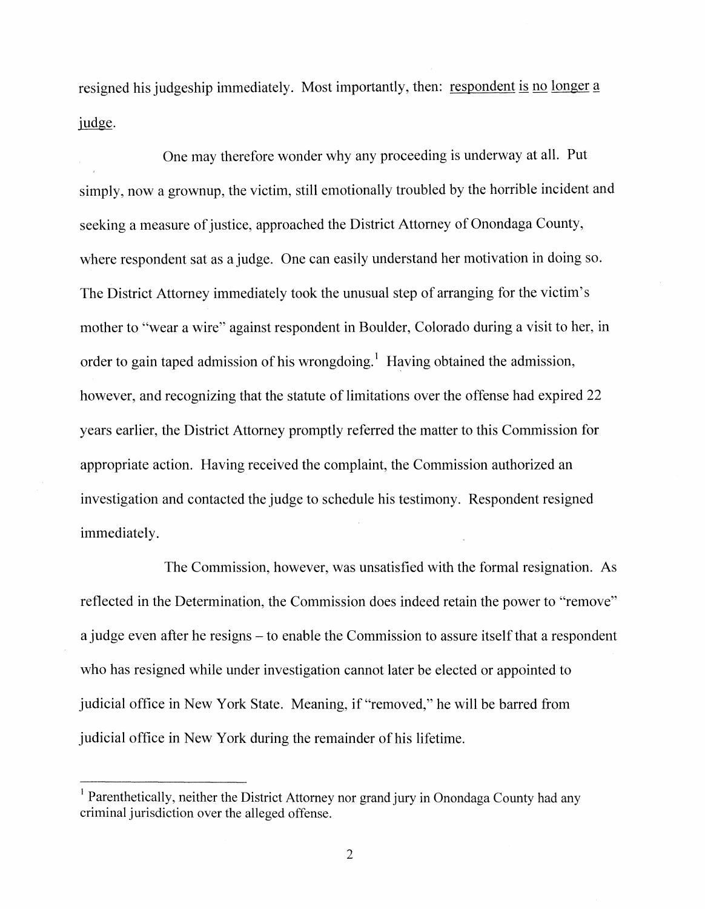resigned his judgeship immediately. Most importantly, then: <u>respondent is no longer a judge</u>.

One may therefore wonder why any proceeding is underway at all. Put simply, now a grownup, the victim, still emotionally troubled by the horrible incident and seeking a measure of justice, approached the District Attorney of Onondaga County, where respondent sat as a judge. One can easily understand her motivation in doing so. The District Attorney immediately took the unusual step of arranging for the victim's mother to "wear a wire" against respondent in Boulder, Colorado during a visit to her, in order to gain taped admission of his wrongdoing.[1] Having obtained the admission, however, and recognizing that the statute of limitations over the offense had expired 22 years earlier, the District Attorney promptly referred the matter to this Commission for appropriate action. Having received the complaint, the Commission authorized an investigation and contacted the judge to schedule his testimony. Respondent resigned immediately.

The Commission, however, was unsatisfied with the formal resignation. As reflected in the Determination, the Commission does indeed retain the power to "remove" a judge even after he resigns – to enable the Commission to assure itself that a respondent who has resigned while under investigation cannot later be elected or appointed to judicial office in New York State. Meaning, if "removed," he will be barred from judicial office in New York during the remainder of his lifetime.

[1] Parenthetically, neither the District Attorney nor grand jury in Onondaga County had any criminal jurisdiction over the alleged offense.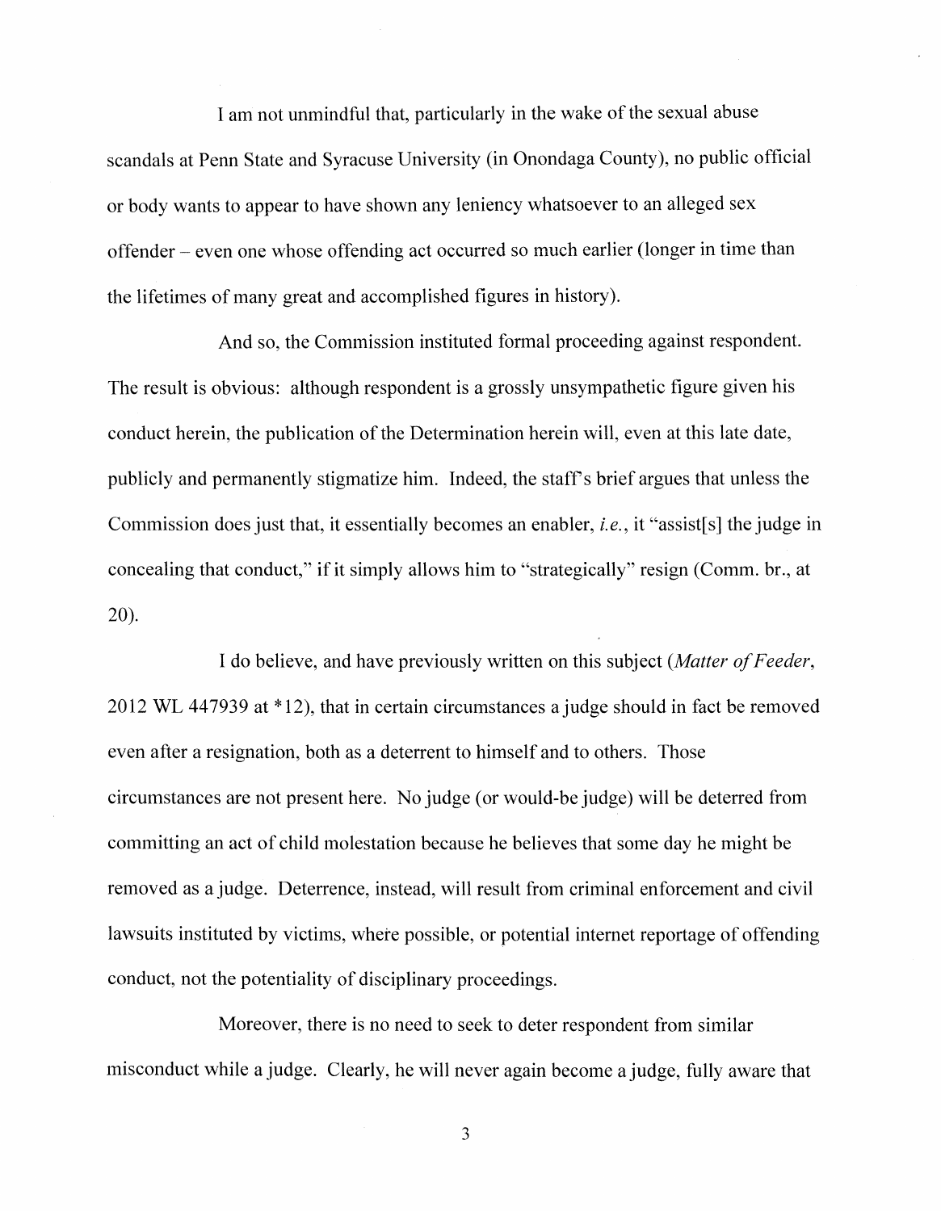I am not unmindful that, particularly in the wake of the sexual abuse scandals at Penn State and Syracuse University (in Onondaga County), no public official or body wants to appear to have shown any leniency whatsoever to an alleged sex offender – even one whose offending act occurred so much earlier (longer in time than the lifetimes of many great and accomplished figures in history).

And so, the Commission instituted formal proceeding against respondent. The result is obvious: although respondent is a grossly unsympathetic figure given his conduct herein, the publication of the Determination herein will, even at this late date, publicly and permanently stigmatize him. Indeed, the staff's brief argues that unless the Commission does just that, it essentially becomes an enabler, *i.e.*, it "assist[s] the judge in concealing that conduct," if it simply allows him to "strategically" resign (Comm. br., at 20).

I do believe, and have previously written on this subject (*Matter of Feeder*, 2012 WL 447939 at *12), that in certain circumstances a judge should in fact be removed even after a resignation, both as a deterrent to himself and to others. Those circumstances are not present here. No judge (or would-be judge) will be deterred from committing an act of child molestation because he believes that some day he might be removed as a judge. Deterrence, instead, will result from criminal enforcement and civil lawsuits instituted by victims, where possible, or potential internet reportage of offending conduct, not the potentiality of disciplinary proceedings.

Moreover, there is no need to seek to deter respondent from similar misconduct while a judge. Clearly, he will never again become a judge, fully aware that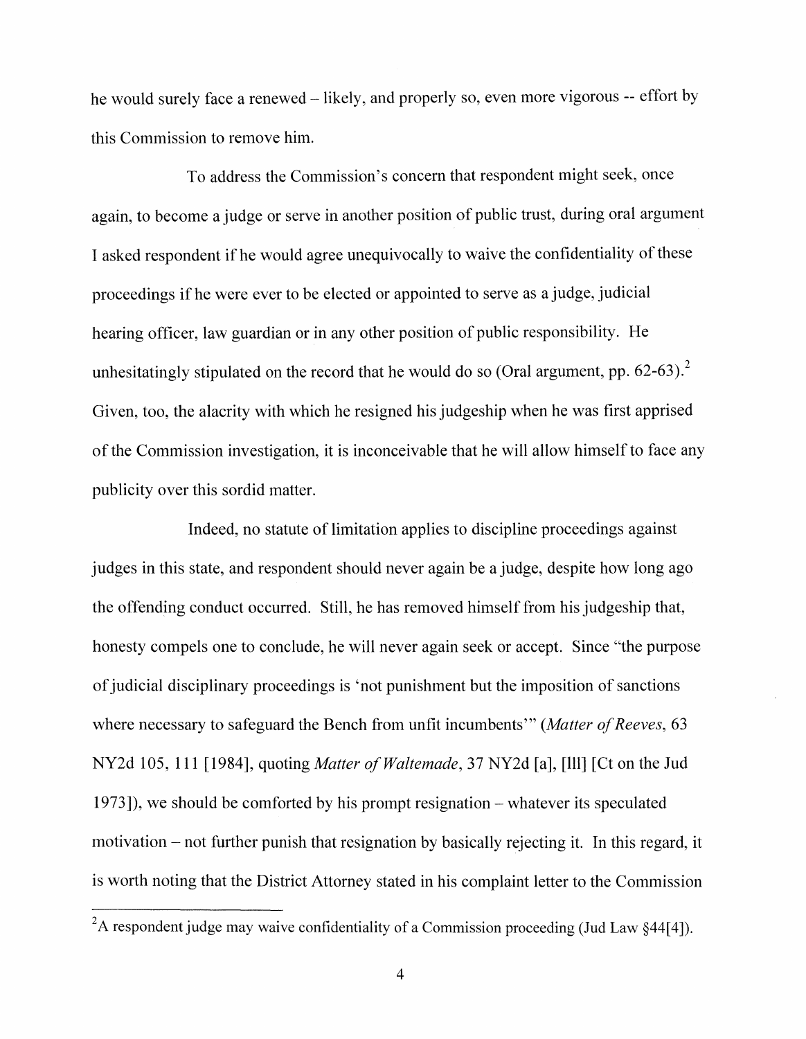he would surely face a renewed – likely, and properly so, even more vigorous -- effort by this Commission to remove him.

To address the Commission's concern that respondent might seek, once again, to become a judge or serve in another position of public trust, during oral argument I asked respondent if he would agree unequivocally to waive the confidentiality of these proceedings if he were ever to be elected or appointed to serve as a judge, judicial hearing officer, law guardian or in any other position of public responsibility. He unhesitatingly stipulated on the record that he would do so (Oral argument, pp. 62-63).[2] Given, too, the alacrity with which he resigned his judgeship when he was first apprised of the Commission investigation, it is inconceivable that he will allow himself to face any publicity over this sordid matter.

Indeed, no statute of limitation applies to discipline proceedings against judges in this state, and respondent should never again be a judge, despite how long ago the offending conduct occurred. Still, he has removed himself from his judgeship that, honesty compels one to conclude, he will never again seek or accept. Since "the purpose of judicial disciplinary proceedings is 'not punishment but the imposition of sanctions where necessary to safeguard the Bench from unfit incumbents'" (*Matter of Reeves*, 63 NY2d 105, 111 [1984], quoting *Matter of Waltemade*, 37 NY2d [a], [lll] [Ct on the Jud 1973]), we should be comforted by his prompt resignation – whatever its speculated motivation – not further punish that resignation by basically rejecting it. In this regard, it is worth noting that the District Attorney stated in his complaint letter to the Commission

---

[2] A respondent judge may waive confidentiality of a Commission proceeding (Jud Law §44[4]).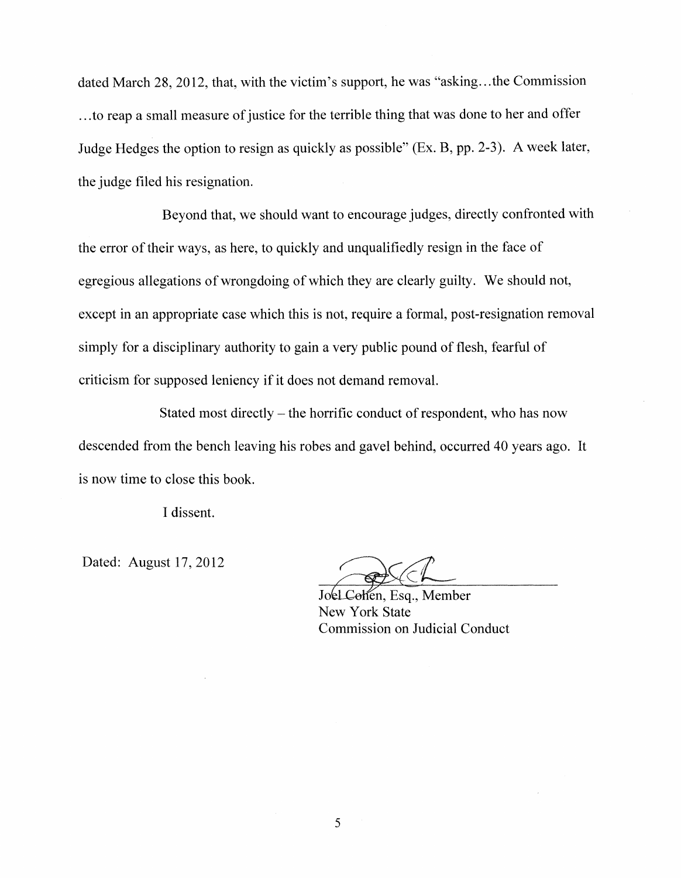dated March 28, 2012, that, with the victim's support, he was "asking…the Commission …to reap a small measure of justice for the terrible thing that was done to her and offer Judge Hedges the option to resign as quickly as possible" (Ex. B, pp. 2-3). A week later, the judge filed his resignation.

Beyond that, we should want to encourage judges, directly confronted with the error of their ways, as here, to quickly and unqualifiedly resign in the face of egregious allegations of wrongdoing of which they are clearly guilty. We should not, except in an appropriate case which this is not, require a formal, post-resignation removal simply for a disciplinary authority to gain a very public pound of flesh, fearful of criticism for supposed leniency if it does not demand removal.

Stated most directly – the horrific conduct of respondent, who has now descended from the bench leaving his robes and gavel behind, occurred 40 years ago. It is now time to close this book.

I dissent.

Dated: August 17, 2012

Joel Cohen, Esq., Member
New York State
Commission on Judicial Conduct